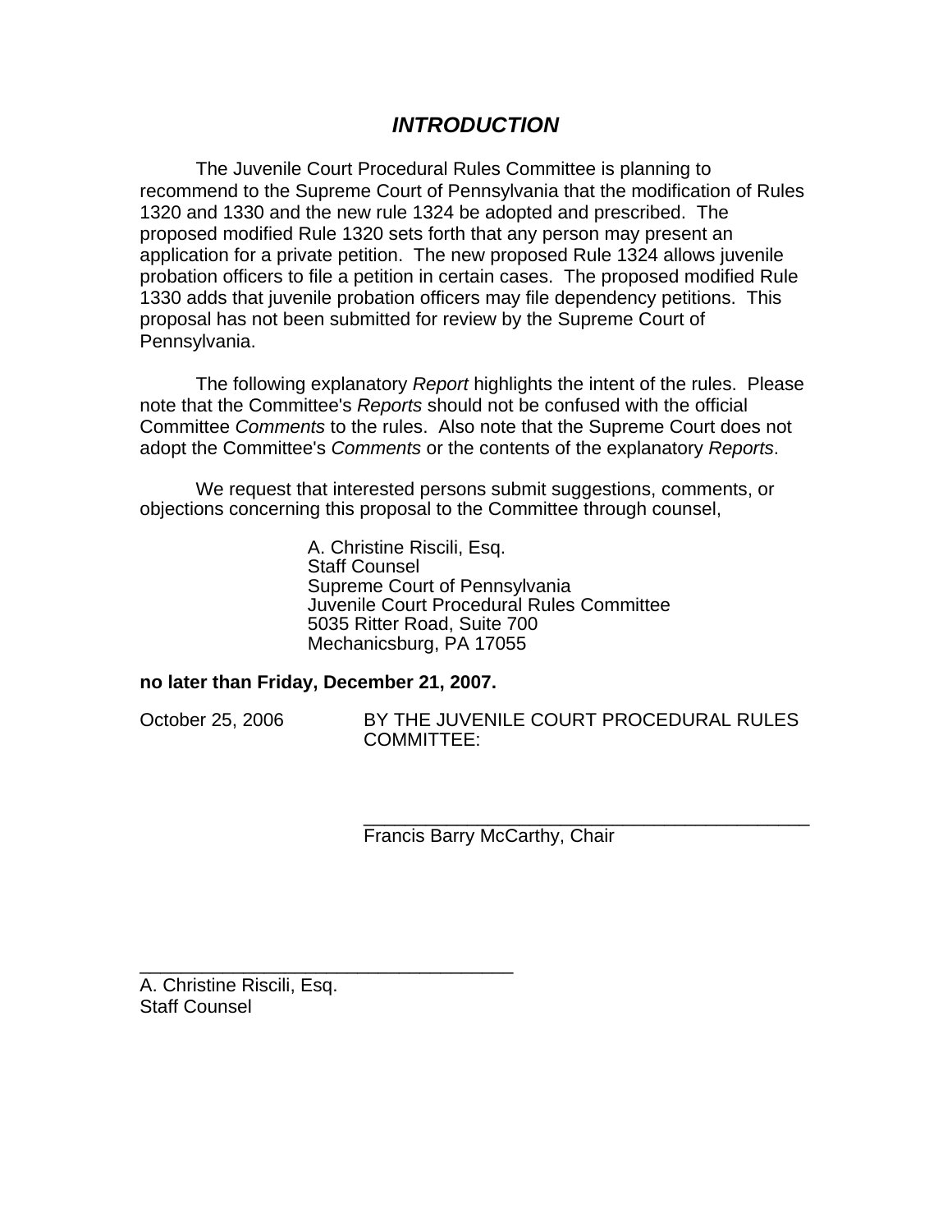# *INTRODUCTION*

The Juvenile Court Procedural Rules Committee is planning to recommend to the Supreme Court of Pennsylvania that the modification of Rules 1320 and 1330 and the new rule 1324 be adopted and prescribed. The proposed modified Rule 1320 sets forth that any person may present an application for a private petition. The new proposed Rule 1324 allows juvenile probation officers to file a petition in certain cases. The proposed modified Rule 1330 adds that juvenile probation officers may file dependency petitions. This proposal has not been submitted for review by the Supreme Court of Pennsylvania.

The following explanatory *Report* highlights the intent of the rules. Please note that the Committee's *Reports* should not be confused with the official Committee *Comments* to the rules. Also note that the Supreme Court does not adopt the Committee's *Comments* or the contents of the explanatory *Reports*.

We request that interested persons submit suggestions, comments, or objections concerning this proposal to the Committee through counsel,

A. Christine Riscili, Esq.
Staff Counsel
Supreme Court of Pennsylvania
Juvenile Court Procedural Rules Committee
5035 Ritter Road, Suite 700
Mechanicsburg, PA 17055

**no later than Friday, December 21, 2007.**

October 25, 2006

BY THE JUVENILE COURT PROCEDURAL RULES COMMITTEE:

\_\_\_\_\_\_\_\_\_\_\_\_\_\_\_\_\_\_\_\_\_\_\_\_\_\_\_\_\_\_\_\_\_\_\_\_\_\_\_\_\_\_\_\_
Francis Barry McCarthy, Chair

\_\_\_\_\_\_\_\_\_\_\_\_\_\_\_\_\_\_\_\_\_\_\_\_\_\_\_\_\_\_\_\_\_\_\_\_\_\_
A. Christine Riscili, Esq.
Staff Counsel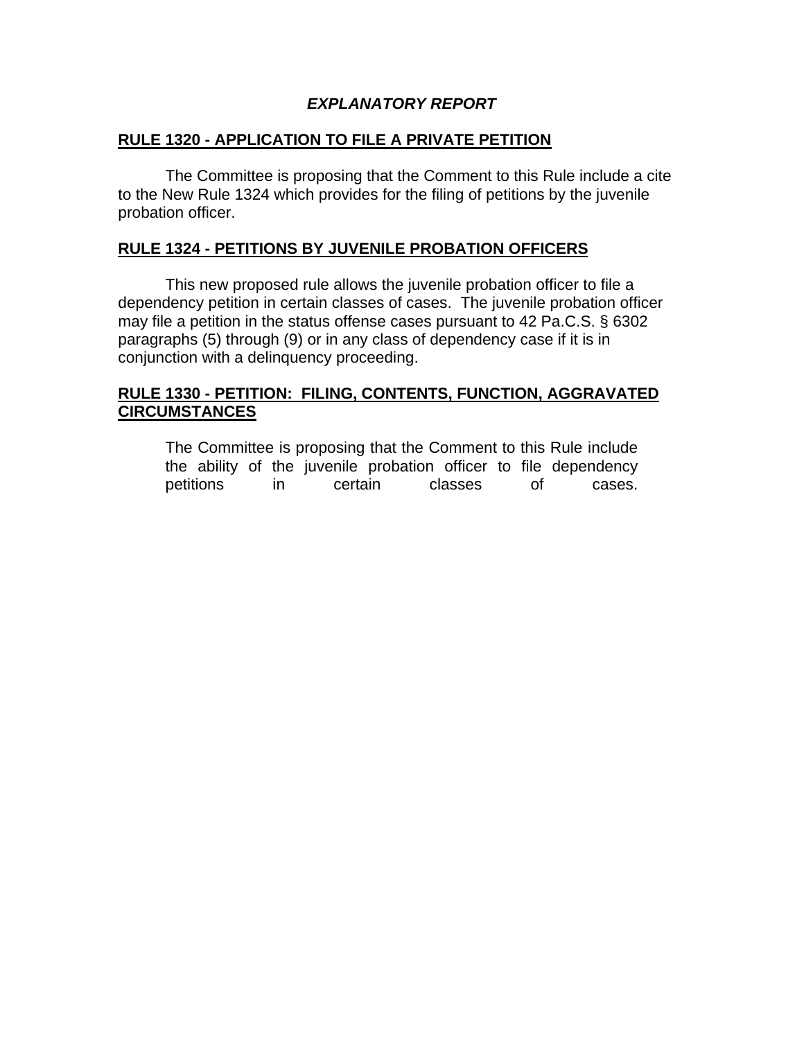# ***EXPLANATORY REPORT***

## RULE 1320 - APPLICATION TO FILE A PRIVATE PETITION

The Committee is proposing that the Comment to this Rule include a cite to the New Rule 1324 which provides for the filing of petitions by the juvenile probation officer.

## RULE 1324 - PETITIONS BY JUVENILE PROBATION OFFICERS

This new proposed rule allows the juvenile probation officer to file a dependency petition in certain classes of cases. The juvenile probation officer may file a petition in the status offense cases pursuant to 42 Pa.C.S. § 6302 paragraphs (5) through (9) or in any class of dependency case if it is in conjunction with a delinquency proceeding.

## RULE 1330 - PETITION: FILING, CONTENTS, FUNCTION, AGGRAVATED CIRCUMSTANCES

The Committee is proposing that the Comment to this Rule include the ability of the juvenile probation officer to file dependency petitions in certain classes of cases.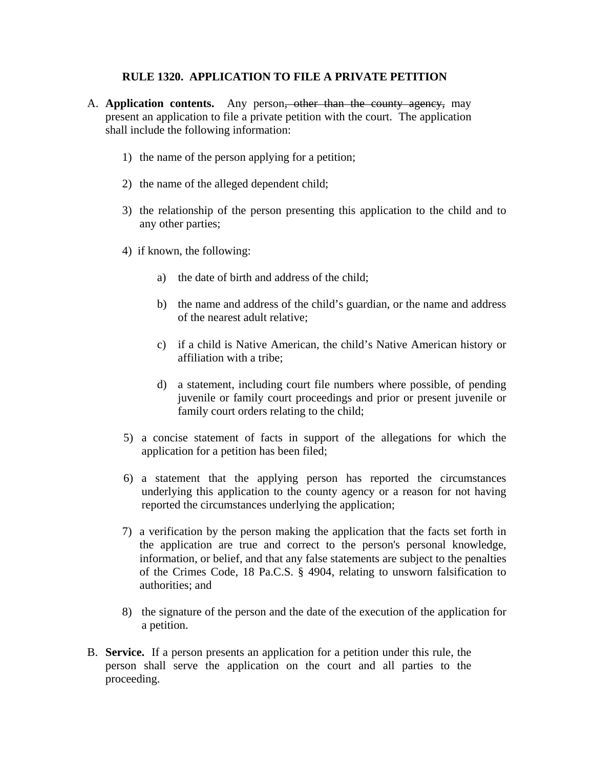**RULE 1320. APPLICATION TO FILE A PRIVATE PETITION**

A. **Application contents.** Any person~~, other than the county agency,~~ may present an application to file a private petition with the court. The application shall include the following information:

   1) the name of the person applying for a petition;

   2) the name of the alleged dependent child;

   3) the relationship of the person presenting this application to the child and to any other parties;

   4) if known, the following:

      a) the date of birth and address of the child;

      b) the name and address of the child's guardian, or the name and address of the nearest adult relative;

      c) if a child is Native American, the child's Native American history or affiliation with a tribe;

      d) a statement, including court file numbers where possible, of pending juvenile or family court proceedings and prior or present juvenile or family court orders relating to the child;

   5) a concise statement of facts in support of the allegations for which the application for a petition has been filed;

   6) a statement that the applying person has reported the circumstances underlying this application to the county agency or a reason for not having reported the circumstances underlying the application;

   7) a verification by the person making the application that the facts set forth in the application are true and correct to the person's personal knowledge, information, or belief, and that any false statements are subject to the penalties of the Crimes Code, 18 Pa.C.S. § 4904, relating to unsworn falsification to authorities; and

   8) the signature of the person and the date of the execution of the application for a petition.

B. **Service.** If a person presents an application for a petition under this rule, the person shall serve the application on the court and all parties to the proceeding.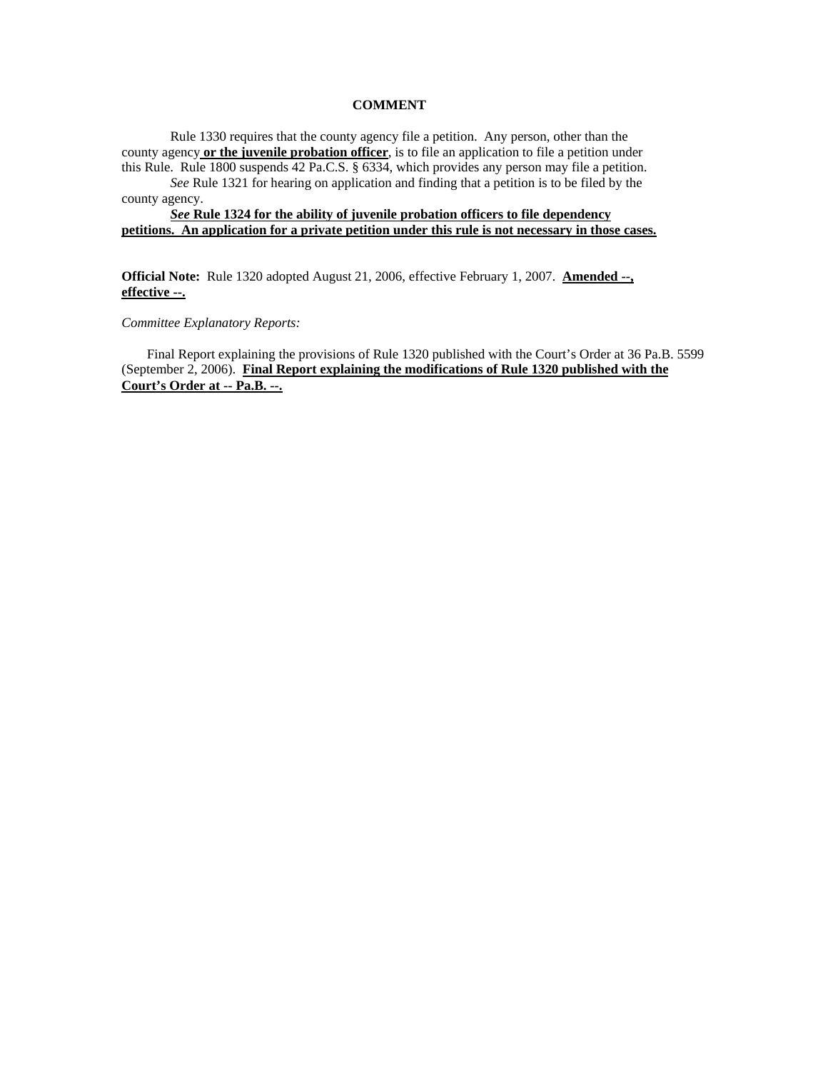**COMMENT**

Rule 1330 requires that the county agency file a petition. Any person, other than the county agency **or the juvenile probation officer**, is to file an application to file a petition under this Rule. Rule 1800 suspends 42 Pa.C.S. § 6334, which provides any person may file a petition.

*See* Rule 1321 for hearing on application and finding that a petition is to be filed by the county agency.

***See*** **Rule 1324 for the ability of juvenile probation officers to file dependency petitions. An application for a private petition under this rule is not necessary in those cases.**

**Official Note:** Rule 1320 adopted August 21, 2006, effective February 1, 2007. **Amended --, effective --.**

*Committee Explanatory Reports:*

Final Report explaining the provisions of Rule 1320 published with the Court's Order at 36 Pa.B. 5599 (September 2, 2006). **Final Report explaining the modifications of Rule 1320 published with the Court's Order at -- Pa.B. --.**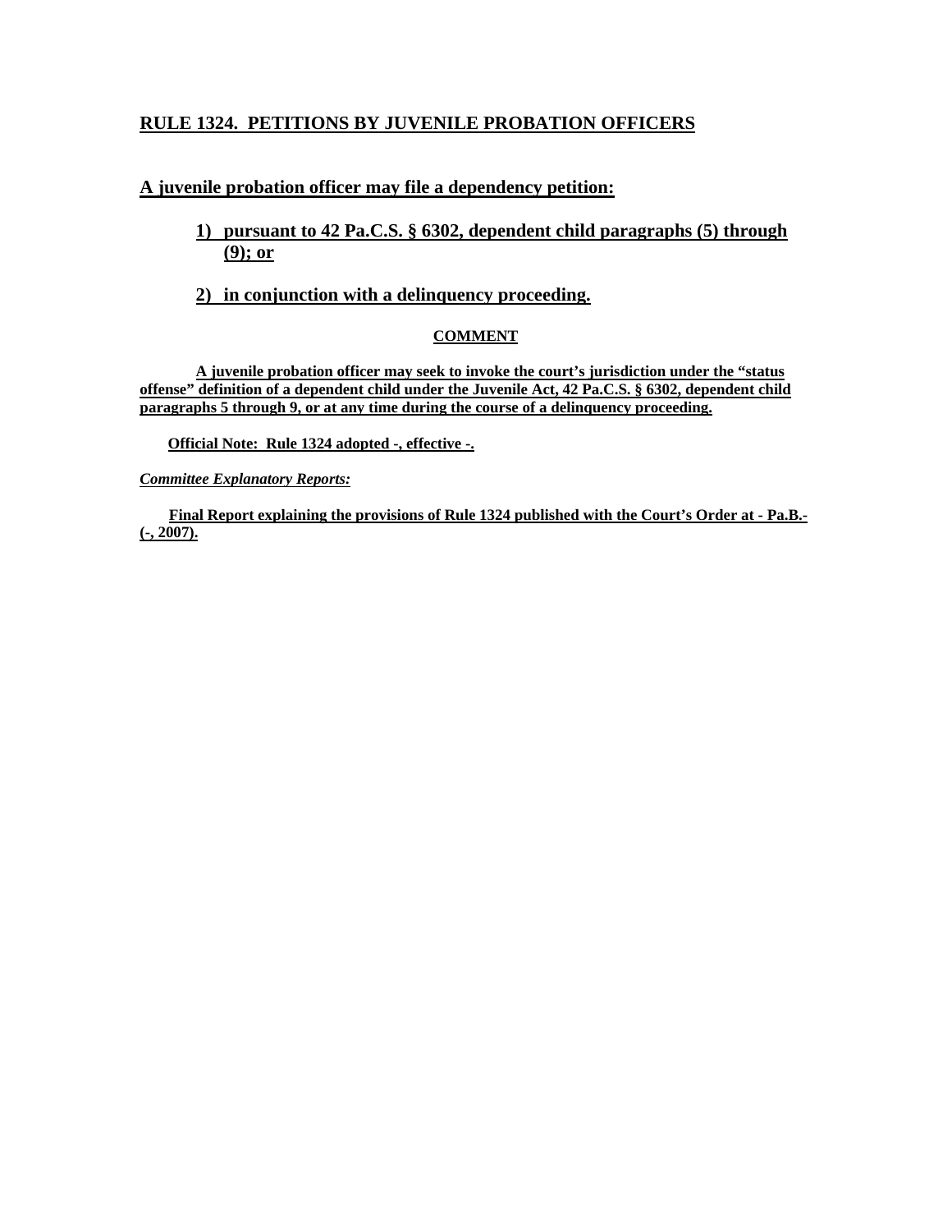## RULE 1324. PETITIONS BY JUVENILE PROBATION OFFICERS

### A juvenile probation officer may file a dependency petition:

1) **pursuant to 42 Pa.C.S. § 6302, dependent child paragraphs (5) through (9); or**

2) **in conjunction with a delinquency proceeding.**

**COMMENT**

**A juvenile probation officer may seek to invoke the court's jurisdiction under the "status offense" definition of a dependent child under the Juvenile Act, 42 Pa.C.S. § 6302, dependent child paragraphs 5 through 9, or at any time during the course of a delinquency proceeding.**

**Official Note: Rule 1324 adopted -, effective -.**

***Committee Explanatory Reports:***

**Final Report explaining the provisions of Rule 1324 published with the Court's Order at - Pa.B.- (-, 2007).**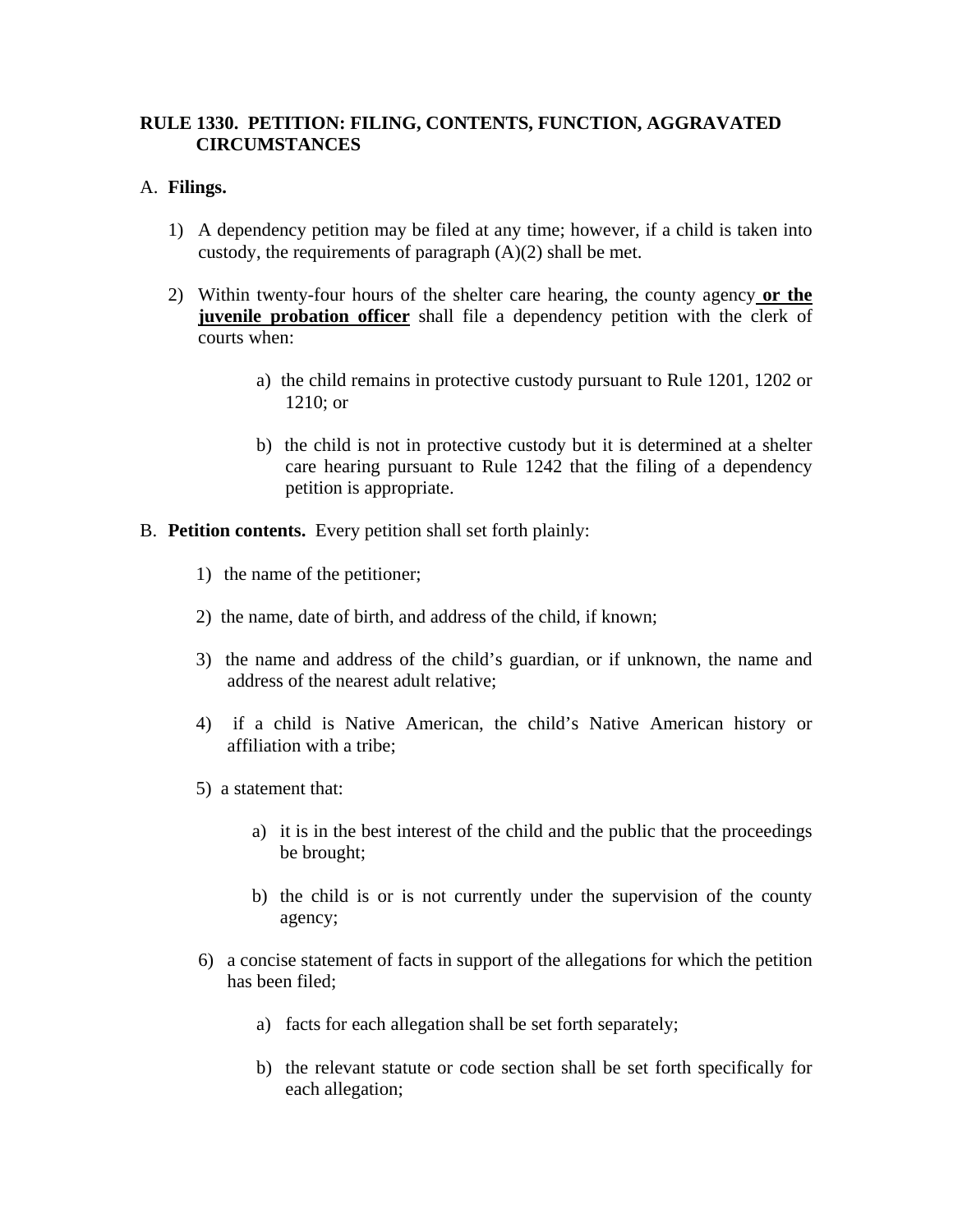**RULE 1330. PETITION: FILING, CONTENTS, FUNCTION, AGGRAVATED CIRCUMSTANCES**

A. **Filings.**

1) A dependency petition may be filed at any time; however, if a child is taken into custody, the requirements of paragraph (A)(2) shall be met.

2) Within twenty-four hours of the shelter care hearing, the county agency **<u>or the juvenile probation officer</u>** shall file a dependency petition with the clerk of courts when:

   a) the child remains in protective custody pursuant to Rule 1201, 1202 or 1210; or

   b) the child is not in protective custody but it is determined at a shelter care hearing pursuant to Rule 1242 that the filing of a dependency petition is appropriate.

B. **Petition contents.** Every petition shall set forth plainly:

1) the name of the petitioner;

2) the name, date of birth, and address of the child, if known;

3) the name and address of the child's guardian, or if unknown, the name and address of the nearest adult relative;

4) if a child is Native American, the child's Native American history or affiliation with a tribe;

5) a statement that:

   a) it is in the best interest of the child and the public that the proceedings be brought;

   b) the child is or is not currently under the supervision of the county agency;

6) a concise statement of facts in support of the allegations for which the petition has been filed;

   a) facts for each allegation shall be set forth separately;

   b) the relevant statute or code section shall be set forth specifically for each allegation;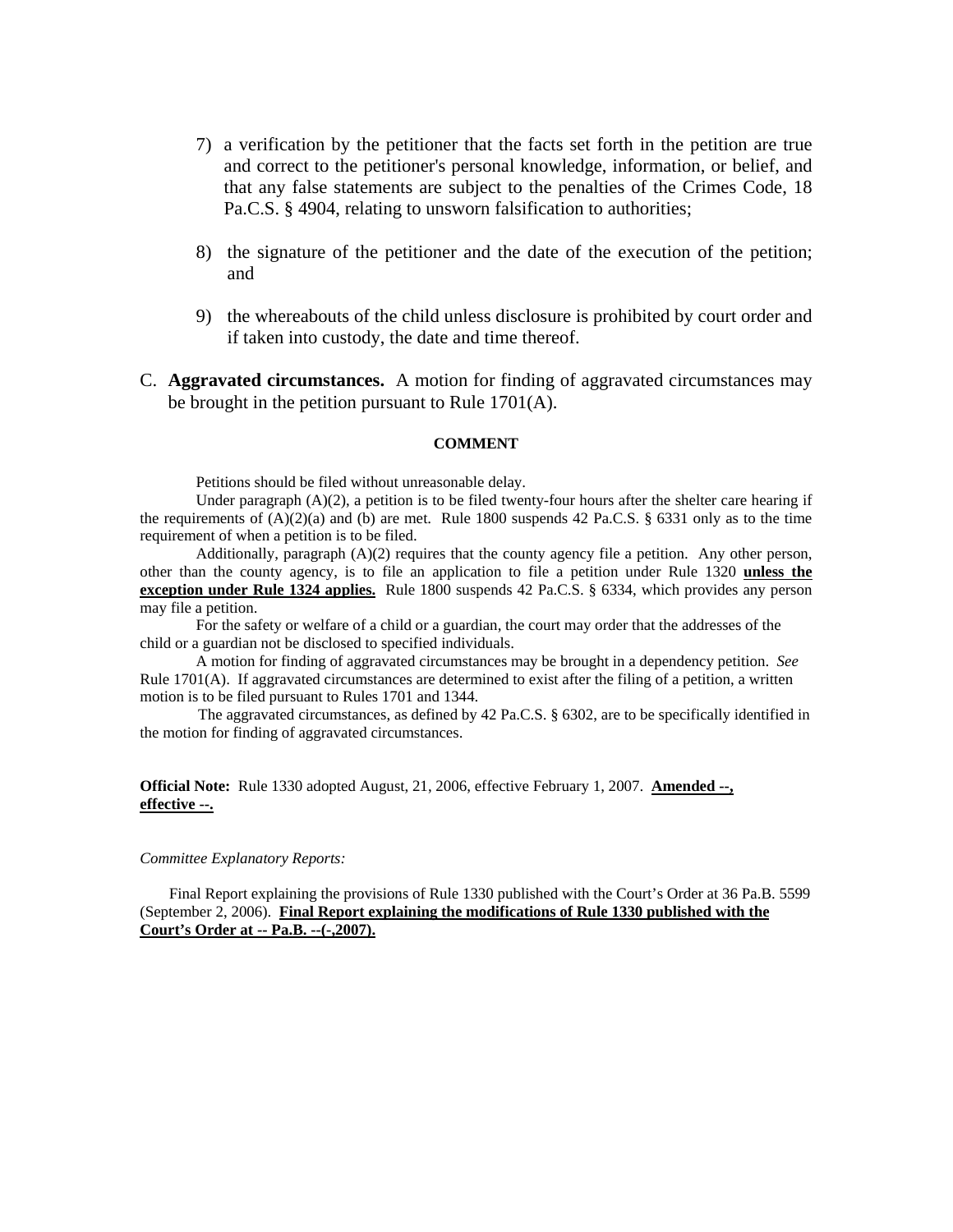7) a verification by the petitioner that the facts set forth in the petition are true and correct to the petitioner's personal knowledge, information, or belief, and that any false statements are subject to the penalties of the Crimes Code, 18 Pa.C.S. § 4904, relating to unsworn falsification to authorities;

8) the signature of the petitioner and the date of the execution of the petition; and

9) the whereabouts of the child unless disclosure is prohibited by court order and if taken into custody, the date and time thereof.

C. **Aggravated circumstances.** A motion for finding of aggravated circumstances may be brought in the petition pursuant to Rule 1701(A).

**COMMENT**

Petitions should be filed without unreasonable delay.

Under paragraph (A)(2), a petition is to be filed twenty-four hours after the shelter care hearing if the requirements of (A)(2)(a) and (b) are met. Rule 1800 suspends 42 Pa.C.S. § 6331 only as to the time requirement of when a petition is to be filed.

Additionally, paragraph (A)(2) requires that the county agency file a petition. Any other person, other than the county agency, is to file an application to file a petition under Rule 1320 **unless the exception under Rule 1324 applies.** Rule 1800 suspends 42 Pa.C.S. § 6334, which provides any person may file a petition.

For the safety or welfare of a child or a guardian, the court may order that the addresses of the child or a guardian not be disclosed to specified individuals.

A motion for finding of aggravated circumstances may be brought in a dependency petition. *See* Rule 1701(A). If aggravated circumstances are determined to exist after the filing of a petition, a written motion is to be filed pursuant to Rules 1701 and 1344.

The aggravated circumstances, as defined by 42 Pa.C.S. § 6302, are to be specifically identified in the motion for finding of aggravated circumstances.

**Official Note:** Rule 1330 adopted August, 21, 2006, effective February 1, 2007. **Amended --, effective --.**

*Committee Explanatory Reports:*

Final Report explaining the provisions of Rule 1330 published with the Court's Order at 36 Pa.B. 5599 (September 2, 2006). **Final Report explaining the modifications of Rule 1330 published with the Court's Order at -- Pa.B. --(-,2007).**